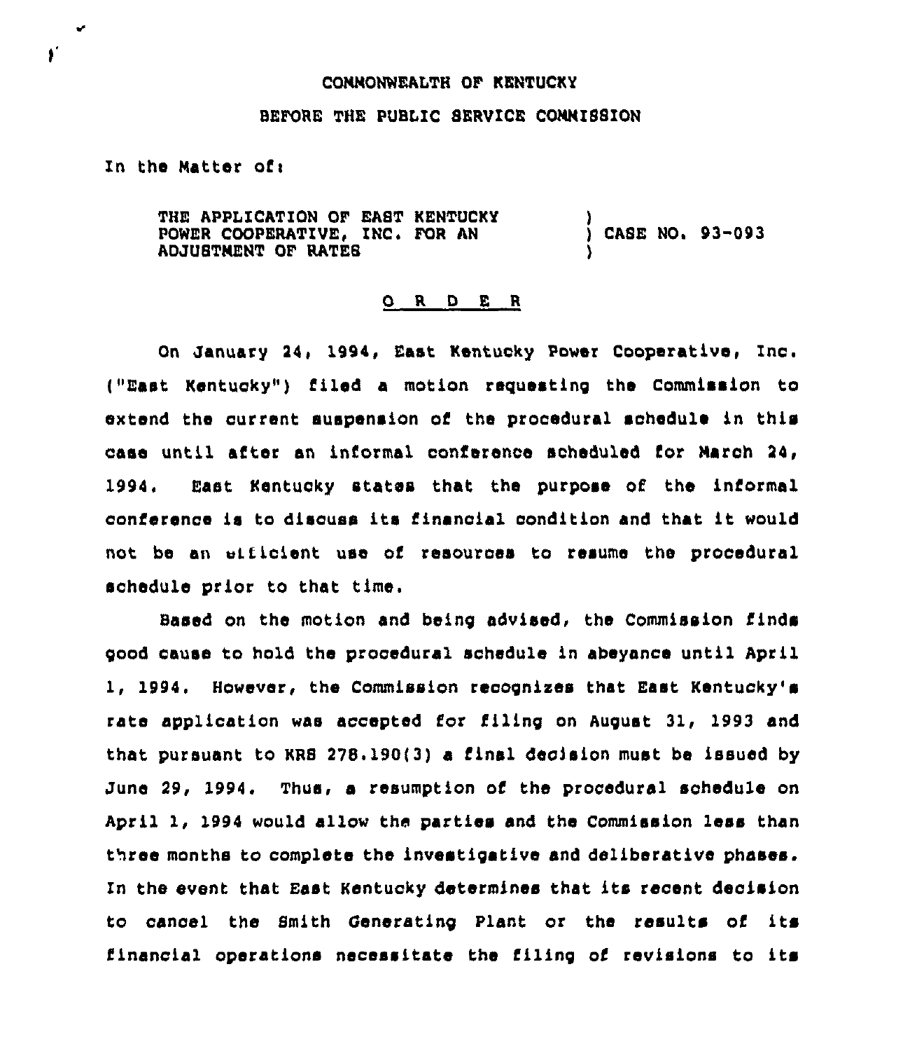COMMONWEALTH OF KENTUCKY

BEFORE THE PUBLIC SERVICE COMMISSION

In the Matter of:

THE APPLICATION OF EAST KENTUCKY POWER COOPERATIVE, INC. FOR AN ADJUSTMENT OF RATES ) CASE NO. 93-093

O R D E R

On January 24, 1994, East Kentucky Power Cooperative, Inc. ("East Kentucky") filed a motion requesting the Commission to extend the current suspension of the procedural schedule in this case until after an informal conference scheduled for March 24, 1994. East Kentucky states that the purpose of the informal conference is to discuss its financial condition and that it would not be an efficient use of resources to resume the procedural schedule prior to that time.

Based on the motion and being advised, the Commission finds good cause to hold the procedural schedule in abeyance until April 1, 1994. However, the Commission recognizes that East Kentucky's rate application was accepted for filing on August 31, 1993 and that pursuant to KRS 278.190(3) a final decision must be issued by June 29, 1994. Thus, a resumption of the procedural schedule on April 1, 1994 would allow the parties and the Commission less than three months to complete the investigative and deliberative phases. In the event that East Kentucky determines that its recent decision to cancel the Smith Generating Plant or the results of its financial operations necessitate the filing of revisions to its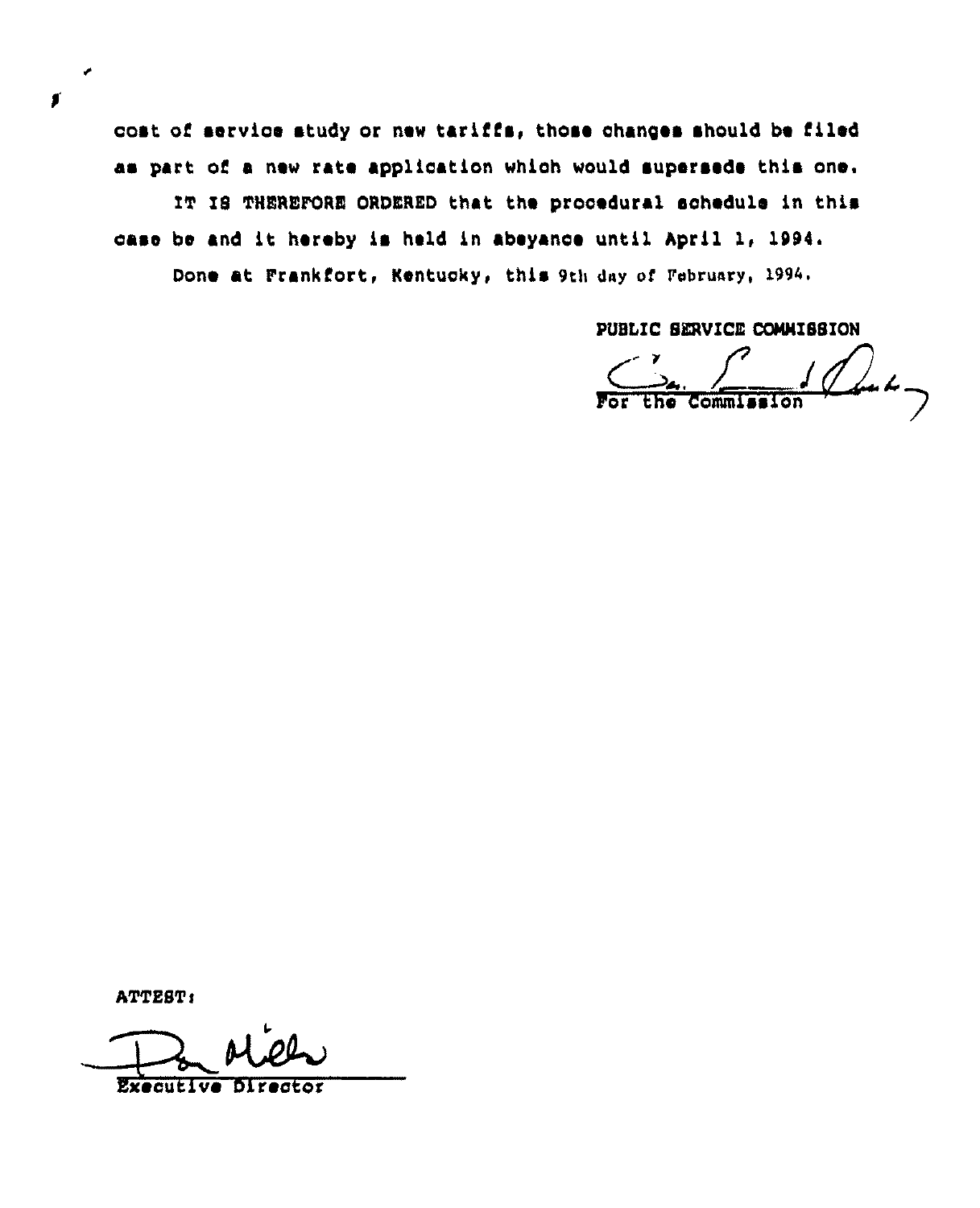cost of service study or new tariffs, those changes should be filed as part of a new rate application which would supersede this one.

IT IS THEREFORE ORDERED that the procedural schedule in this case be and it hereby is held in abeyance until April 1, 1994.

Done at Frankfort, Kentucky, this 9th day of February, 1994.

PUBLIC SERVICE COMMISSION

For the Commission

ATTEST:

Executive Director